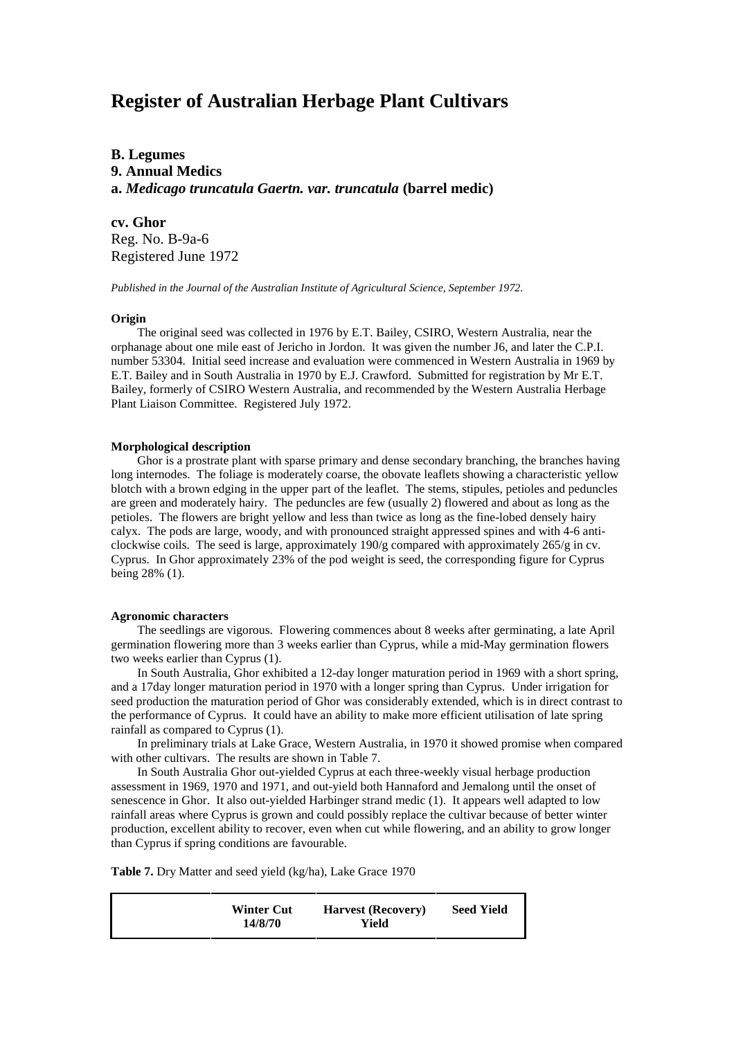# Register of Australian Herbage Plant Cultivars

**B. Legumes**
**9. Annual Medics**
**a.** ***Medicago truncatula*** **Gaertn. var.** ***truncatula*** **(barrel medic)**

**cv. Ghor**
Reg. No. B-9a-6
Registered June 1972

*Published in the Journal of the Australian Institute of Agricultural Science, September 1972.*

**Origin**

The original seed was collected in 1976 by E.T. Bailey, CSIRO, Western Australia, near the orphanage about one mile east of Jericho in Jordon. It was given the number J6, and later the C.P.I. number 53304. Initial seed increase and evaluation were commenced in Western Australia in 1969 by E.T. Bailey and in South Australia in 1970 by E.J. Crawford. Submitted for registration by Mr E.T. Bailey, formerly of CSIRO Western Australia, and recommended by the Western Australia Herbage Plant Liaison Committee. Registered July 1972.

**Morphological description**

Ghor is a prostrate plant with sparse primary and dense secondary branching, the branches having long internodes. The foliage is moderately coarse, the obovate leaflets showing a characteristic yellow blotch with a brown edging in the upper part of the leaflet. The stems, stipules, petioles and peduncles are green and moderately hairy. The peduncles are few (usually 2) flowered and about as long as the petioles. The flowers are bright yellow and less than twice as long as the fine-lobed densely hairy calyx. The pods are large, woody, and with pronounced straight appressed spines and with 4-6 anti-clockwise coils. The seed is large, approximately 190/g compared with approximately 265/g in cv. Cyprus. In Ghor approximately 23% of the pod weight is seed, the corresponding figure for Cyprus being 28% (1).

**Agronomic characters**

The seedlings are vigorous. Flowering commences about 8 weeks after germinating, a late April germination flowering more than 3 weeks earlier than Cyprus, while a mid-May germination flowers two weeks earlier than Cyprus (1).

In South Australia, Ghor exhibited a 12-day longer maturation period in 1969 with a short spring, and a 17day longer maturation period in 1970 with a longer spring than Cyprus. Under irrigation for seed production the maturation period of Ghor was considerably extended, which is in direct contrast to the performance of Cyprus. It could have an ability to make more efficient utilisation of late spring rainfall as compared to Cyprus (1).

In preliminary trials at Lake Grace, Western Australia, in 1970 it showed promise when compared with other cultivars. The results are shown in Table 7.

In South Australia Ghor out-yielded Cyprus at each three-weekly visual herbage production assessment in 1969, 1970 and 1971, and out-yield both Hannaford and Jemalong until the onset of senescence in Ghor. It also out-yielded Harbinger strand medic (1). It appears well adapted to low rainfall areas where Cyprus is grown and could possibly replace the cultivar because of better winter production, excellent ability to recover, even when cut while flowering, and an ability to grow longer than Cyprus if spring conditions are favourable.

**Table 7.** Dry Matter and seed yield (kg/ha), Lake Grace 1970

| | Winter Cut 14/8/70 | Harvest (Recovery) Yield | Seed Yield |
|---|---|---|---|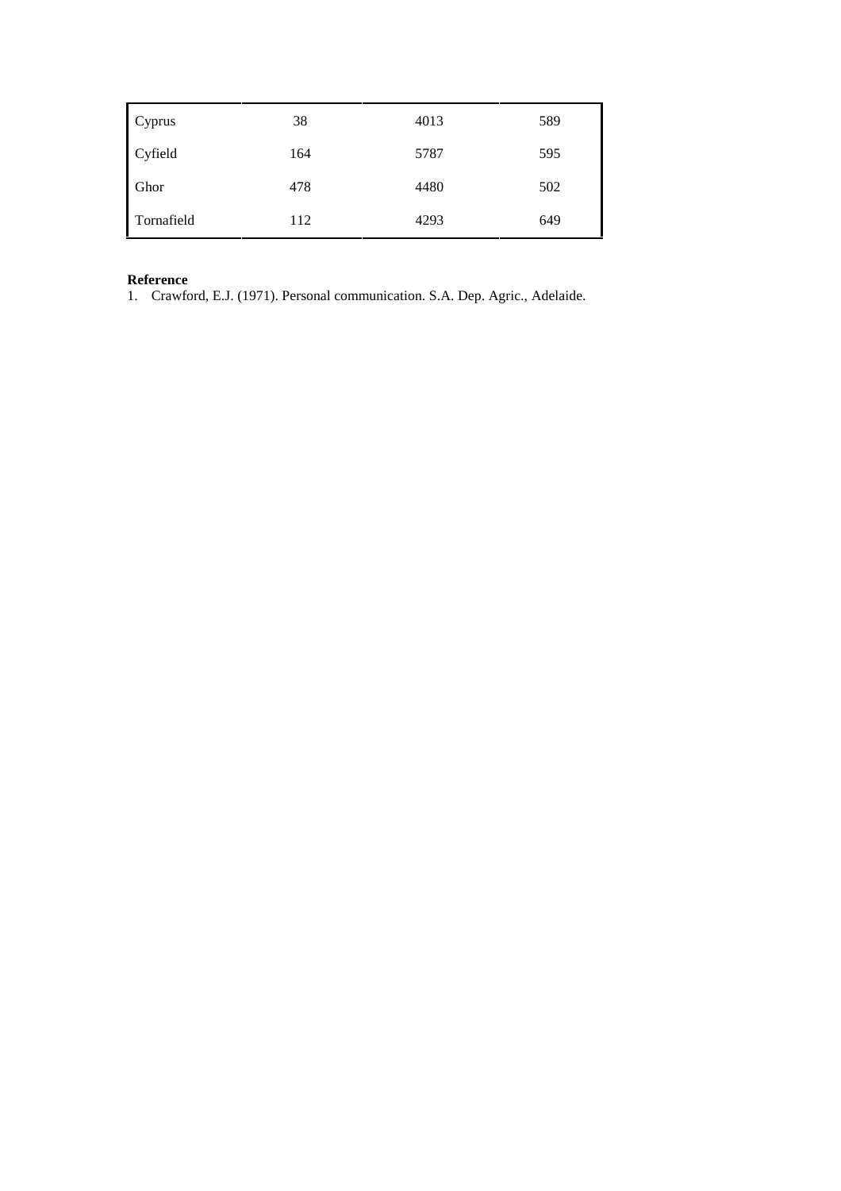| | | | |
|---|---|---|---|
| Cyprus | 38 | 4013 | 589 |
| Cyfield | 164 | 5787 | 595 |
| Ghor | 478 | 4480 | 502 |
| Tornafield | 112 | 4293 | 649 |

**Reference**

1. Crawford, E.J. (1971). Personal communication. S.A. Dep. Agric., Adelaide.